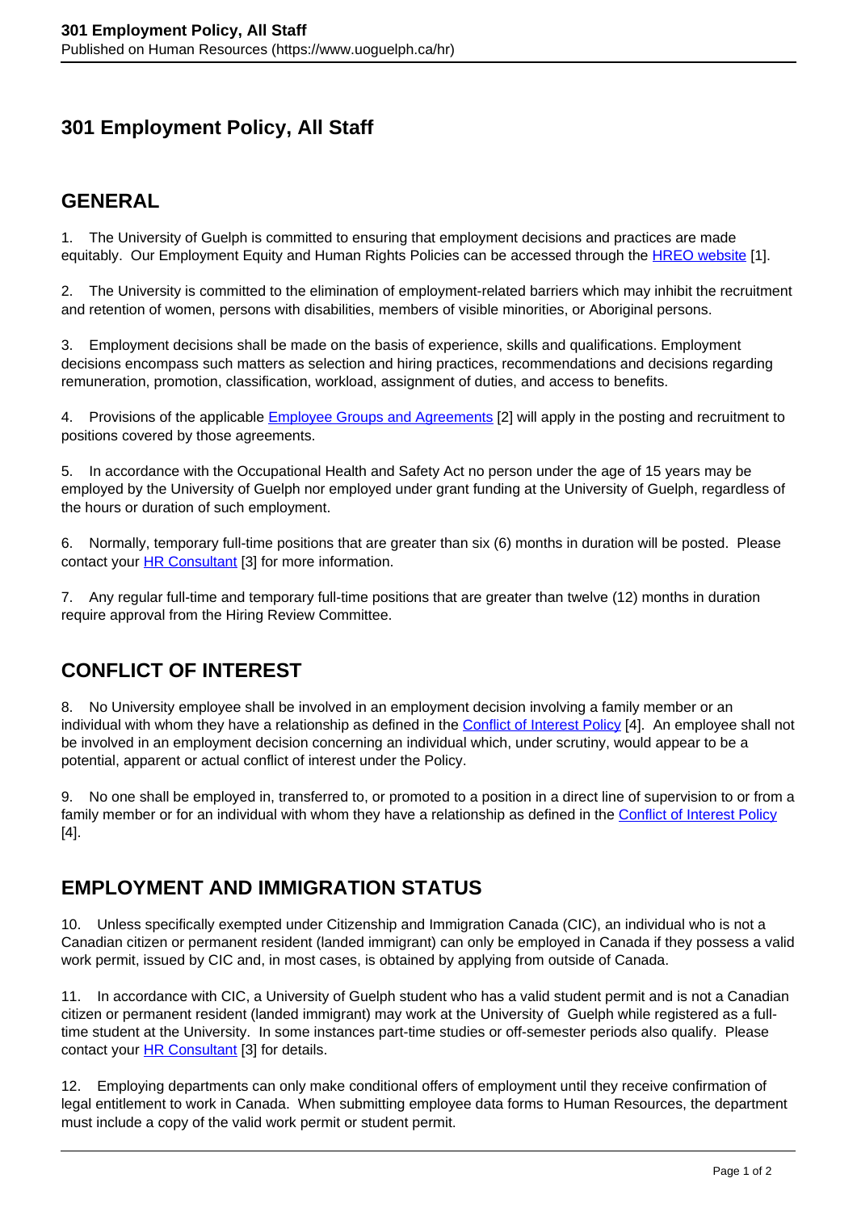# 301 Employment Policy, All Staff

## GENERAL

1. The University of Guelph is committed to ensuring that employment decisions and practices are made equitably. Our Employment Equity and Human Rights Policies can be accessed through the HREO website [1].

2. The University is committed to the elimination of employment-related barriers which may inhibit the recruitment and retention of women, persons with disabilities, members of visible minorities, or Aboriginal persons.

3. Employment decisions shall be made on the basis of experience, skills and qualifications. Employment decisions encompass such matters as selection and hiring practices, recommendations and decisions regarding remuneration, promotion, classification, workload, assignment of duties, and access to benefits.

4. Provisions of the applicable Employee Groups and Agreements [2] will apply in the posting and recruitment to positions covered by those agreements.

5. In accordance with the Occupational Health and Safety Act no person under the age of 15 years may be employed by the University of Guelph nor employed under grant funding at the University of Guelph, regardless of the hours or duration of such employment.

6. Normally, temporary full-time positions that are greater than six (6) months in duration will be posted. Please contact your HR Consultant [3] for more information.

7. Any regular full-time and temporary full-time positions that are greater than twelve (12) months in duration require approval from the Hiring Review Committee.

## CONFLICT OF INTEREST

8. No University employee shall be involved in an employment decision involving a family member or an individual with whom they have a relationship as defined in the Conflict of Interest Policy [4]. An employee shall not be involved in an employment decision concerning an individual which, under scrutiny, would appear to be a potential, apparent or actual conflict of interest under the Policy.

9. No one shall be employed in, transferred to, or promoted to a position in a direct line of supervision to or from a family member or for an individual with whom they have a relationship as defined in the Conflict of Interest Policy [4].

## EMPLOYMENT AND IMMIGRATION STATUS

10. Unless specifically exempted under Citizenship and Immigration Canada (CIC), an individual who is not a Canadian citizen or permanent resident (landed immigrant) can only be employed in Canada if they possess a valid work permit, issued by CIC and, in most cases, is obtained by applying from outside of Canada.

11. In accordance with CIC, a University of Guelph student who has a valid student permit and is not a Canadian citizen or permanent resident (landed immigrant) may work at the University of Guelph while registered as a full-time student at the University. In some instances part-time studies or off-semester periods also qualify. Please contact your HR Consultant [3] for details.

12. Employing departments can only make conditional offers of employment until they receive confirmation of legal entitlement to work in Canada. When submitting employee data forms to Human Resources, the department must include a copy of the valid work permit or student permit.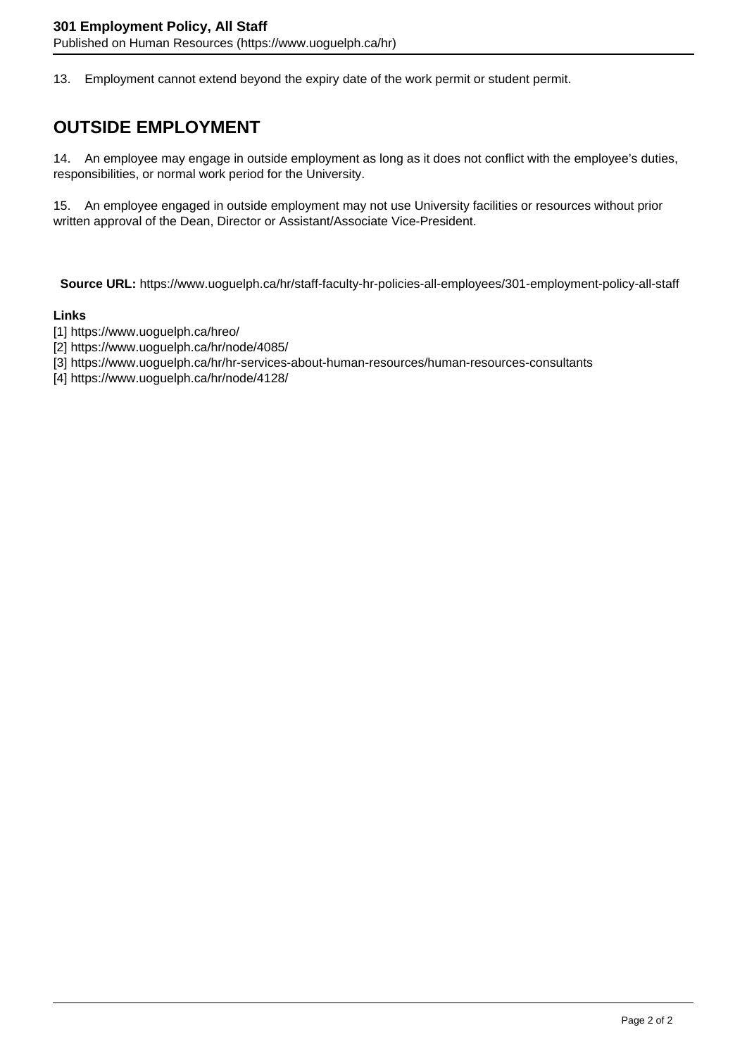13. Employment cannot extend beyond the expiry date of the work permit or student permit.

## OUTSIDE EMPLOYMENT

14. An employee may engage in outside employment as long as it does not conflict with the employee's duties, responsibilities, or normal work period for the University.

15. An employee engaged in outside employment may not use University facilities or resources without prior written approval of the Dean, Director or Assistant/Associate Vice-President.

**Source URL:** https://www.uoguelph.ca/hr/staff-faculty-hr-policies-all-employees/301-employment-policy-all-staff

**Links**

[1] https://www.uoguelph.ca/hreo/
[2] https://www.uoguelph.ca/hr/node/4085/
[3] https://www.uoguelph.ca/hr/hr-services-about-human-resources/human-resources-consultants
[4] https://www.uoguelph.ca/hr/node/4128/